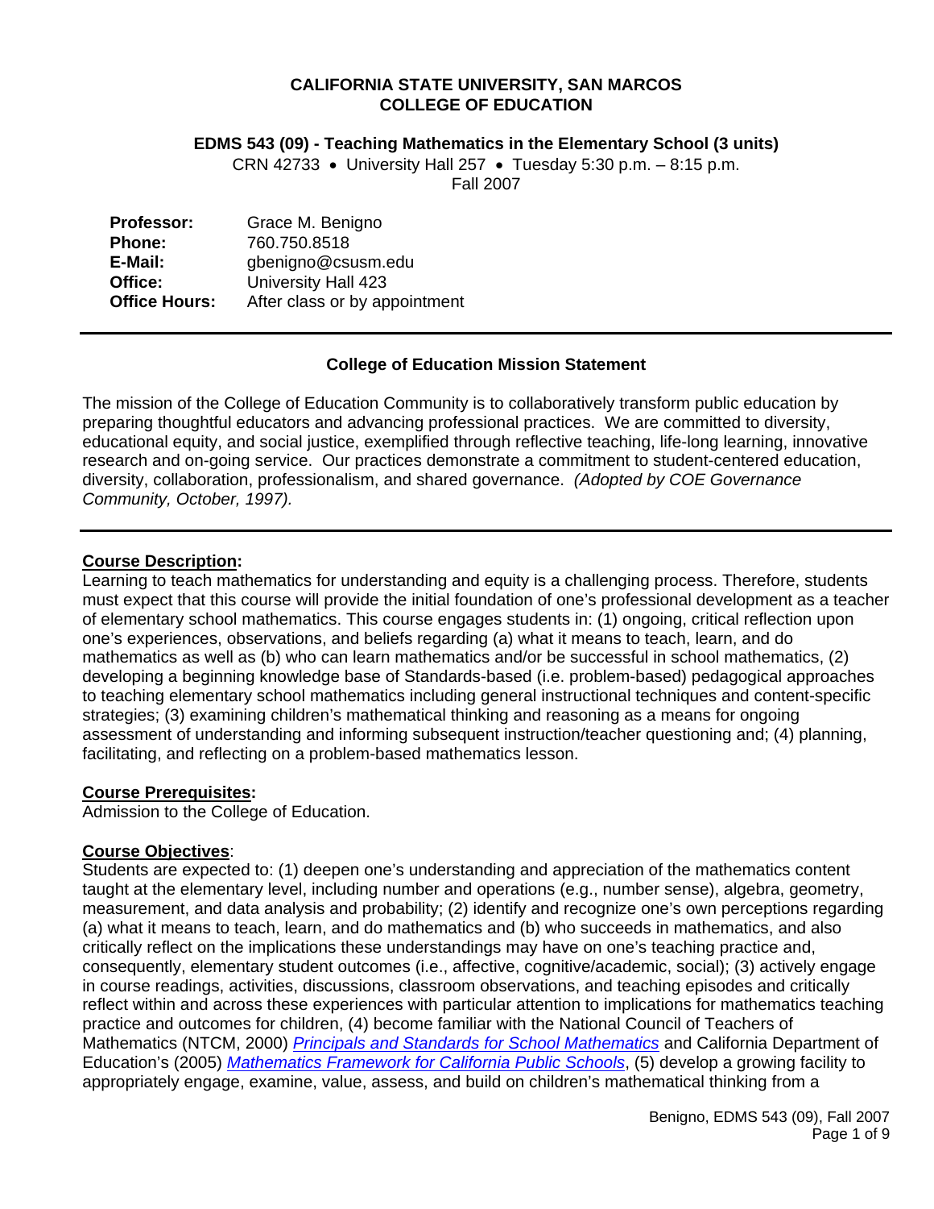**CALIFORNIA STATE UNIVERSITY, SAN MARCOS**
**COLLEGE OF EDUCATION**

**EDMS 543 (09) - Teaching Mathematics in the Elementary School (3 units)**

CRN 42733 • University Hall 257 • Tuesday 5:30 p.m. – 8:15 p.m.
Fall 2007

| | |
|---|---|
| **Professor:** | Grace M. Benigno |
| **Phone:** | 760.750.8518 |
| **E-Mail:** | gbenigno@csusm.edu |
| **Office:** | University Hall 423 |
| **Office Hours:** | After class or by appointment |

---

## College of Education Mission Statement

The mission of the College of Education Community is to collaboratively transform public education by preparing thoughtful educators and advancing professional practices. We are committed to diversity, educational equity, and social justice, exemplified through reflective teaching, life-long learning, innovative research and on-going service. Our practices demonstrate a commitment to student-centered education, diversity, collaboration, professionalism, and shared governance. *(Adopted by COE Governance Community, October, 1997).*

---

**Course Description:**
Learning to teach mathematics for understanding and equity is a challenging process. Therefore, students must expect that this course will provide the initial foundation of one's professional development as a teacher of elementary school mathematics. This course engages students in: (1) ongoing, critical reflection upon one's experiences, observations, and beliefs regarding (a) what it means to teach, learn, and do mathematics as well as (b) who can learn mathematics and/or be successful in school mathematics, (2) developing a beginning knowledge base of Standards-based (i.e. problem-based) pedagogical approaches to teaching elementary school mathematics including general instructional techniques and content-specific strategies; (3) examining children's mathematical thinking and reasoning as a means for ongoing assessment of understanding and informing subsequent instruction/teacher questioning and; (4) planning, facilitating, and reflecting on a problem-based mathematics lesson.

**Course Prerequisites:**
Admission to the College of Education.

**Course Objectives**:
Students are expected to: (1) deepen one's understanding and appreciation of the mathematics content taught at the elementary level, including number and operations (e.g., number sense), algebra, geometry, measurement, and data analysis and probability; (2) identify and recognize one's own perceptions regarding (a) what it means to teach, learn, and do mathematics and (b) who succeeds in mathematics, and also critically reflect on the implications these understandings may have on one's teaching practice and, consequently, elementary student outcomes (i.e., affective, cognitive/academic, social); (3) actively engage in course readings, activities, discussions, classroom observations, and teaching episodes and critically reflect within and across these experiences with particular attention to implications for mathematics teaching practice and outcomes for children, (4) become familiar with the National Council of Teachers of Mathematics (NTCM, 2000) *Principals and Standards for School Mathematics* and California Department of Education's (2005) *Mathematics Framework for California Public Schools*, (5) develop a growing facility to appropriately engage, examine, value, assess, and build on children's mathematical thinking from a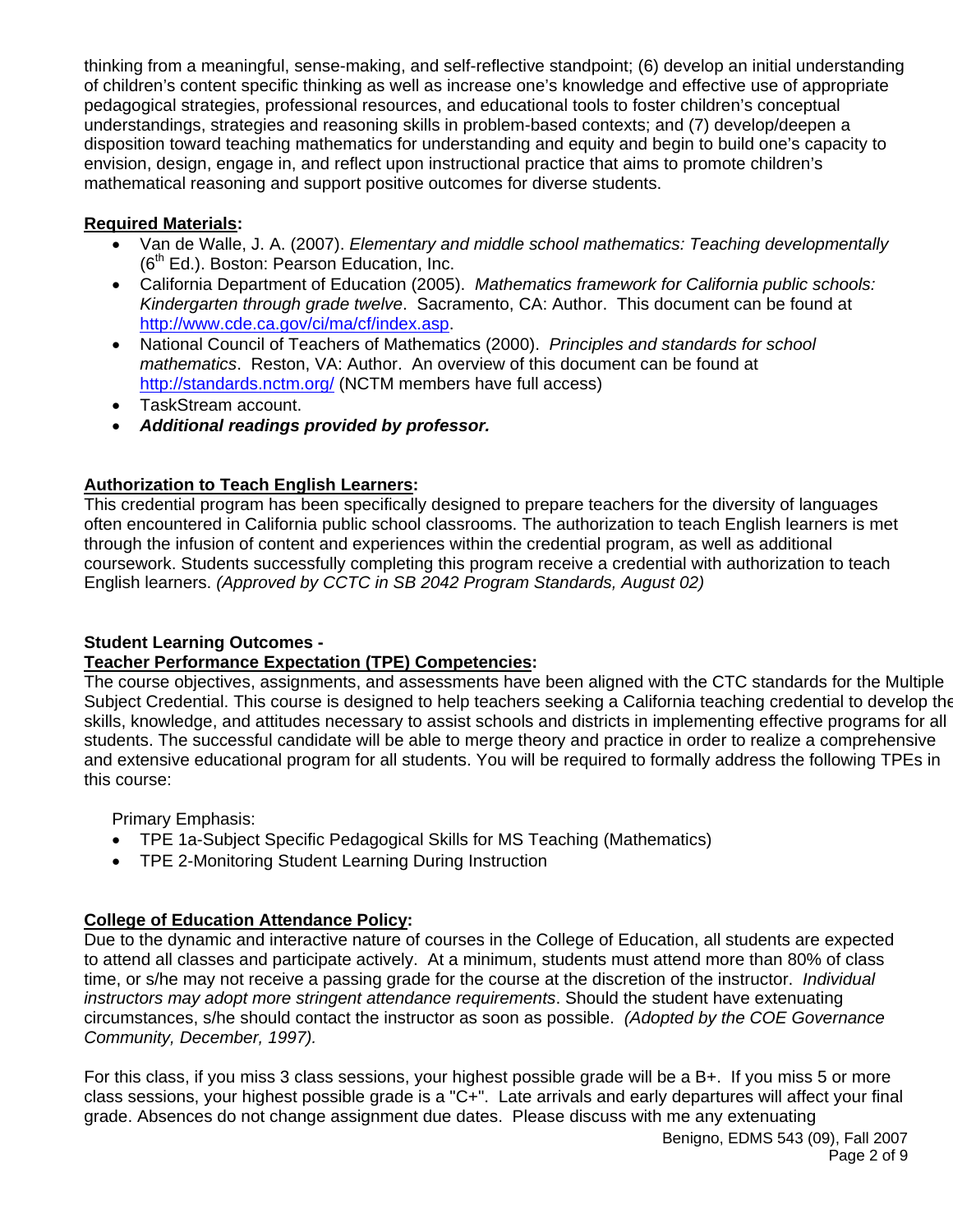thinking from a meaningful, sense-making, and self-reflective standpoint; (6) develop an initial understanding of children's content specific thinking as well as increase one's knowledge and effective use of appropriate pedagogical strategies, professional resources, and educational tools to foster children's conceptual understandings, strategies and reasoning skills in problem-based contexts; and (7) develop/deepen a disposition toward teaching mathematics for understanding and equity and begin to build one's capacity to envision, design, engage in, and reflect upon instructional practice that aims to promote children's mathematical reasoning and support positive outcomes for diverse students.

**Required Materials:**

- Van de Walle, J. A. (2007). *Elementary and middle school mathematics: Teaching developmentally* (6th Ed.). Boston: Pearson Education, Inc.
- California Department of Education (2005). *Mathematics framework for California public schools: Kindergarten through grade twelve*. Sacramento, CA: Author. This document can be found at http://www.cde.ca.gov/ci/ma/cf/index.asp.
- National Council of Teachers of Mathematics (2000). *Principles and standards for school mathematics*. Reston, VA: Author. An overview of this document can be found at http://standards.nctm.org/ (NCTM members have full access)
- TaskStream account.
- ***Additional readings provided by professor.***

**Authorization to Teach English Learners:**

This credential program has been specifically designed to prepare teachers for the diversity of languages often encountered in California public school classrooms. The authorization to teach English learners is met through the infusion of content and experiences within the credential program, as well as additional coursework. Students successfully completing this program receive a credential with authorization to teach English learners. *(Approved by CCTC in SB 2042 Program Standards, August 02)*

**Student Learning Outcomes -**
**Teacher Performance Expectation (TPE) Competencies:**

The course objectives, assignments, and assessments have been aligned with the CTC standards for the Multiple Subject Credential. This course is designed to help teachers seeking a California teaching credential to develop the skills, knowledge, and attitudes necessary to assist schools and districts in implementing effective programs for all students. The successful candidate will be able to merge theory and practice in order to realize a comprehensive and extensive educational program for all students. You will be required to formally address the following TPEs in this course:

Primary Emphasis:

- TPE 1a-Subject Specific Pedagogical Skills for MS Teaching (Mathematics)
- TPE 2-Monitoring Student Learning During Instruction

**College of Education Attendance Policy:**

Due to the dynamic and interactive nature of courses in the College of Education, all students are expected to attend all classes and participate actively. At a minimum, students must attend more than 80% of class time, or s/he may not receive a passing grade for the course at the discretion of the instructor. *Individual instructors may adopt more stringent attendance requirements*. Should the student have extenuating circumstances, s/he should contact the instructor as soon as possible. *(Adopted by the COE Governance Community, December, 1997).*

For this class, if you miss 3 class sessions, your highest possible grade will be a B+. If you miss 5 or more class sessions, your highest possible grade is a "C+". Late arrivals and early departures will affect your final grade. Absences do not change assignment due dates. Please discuss with me any extenuating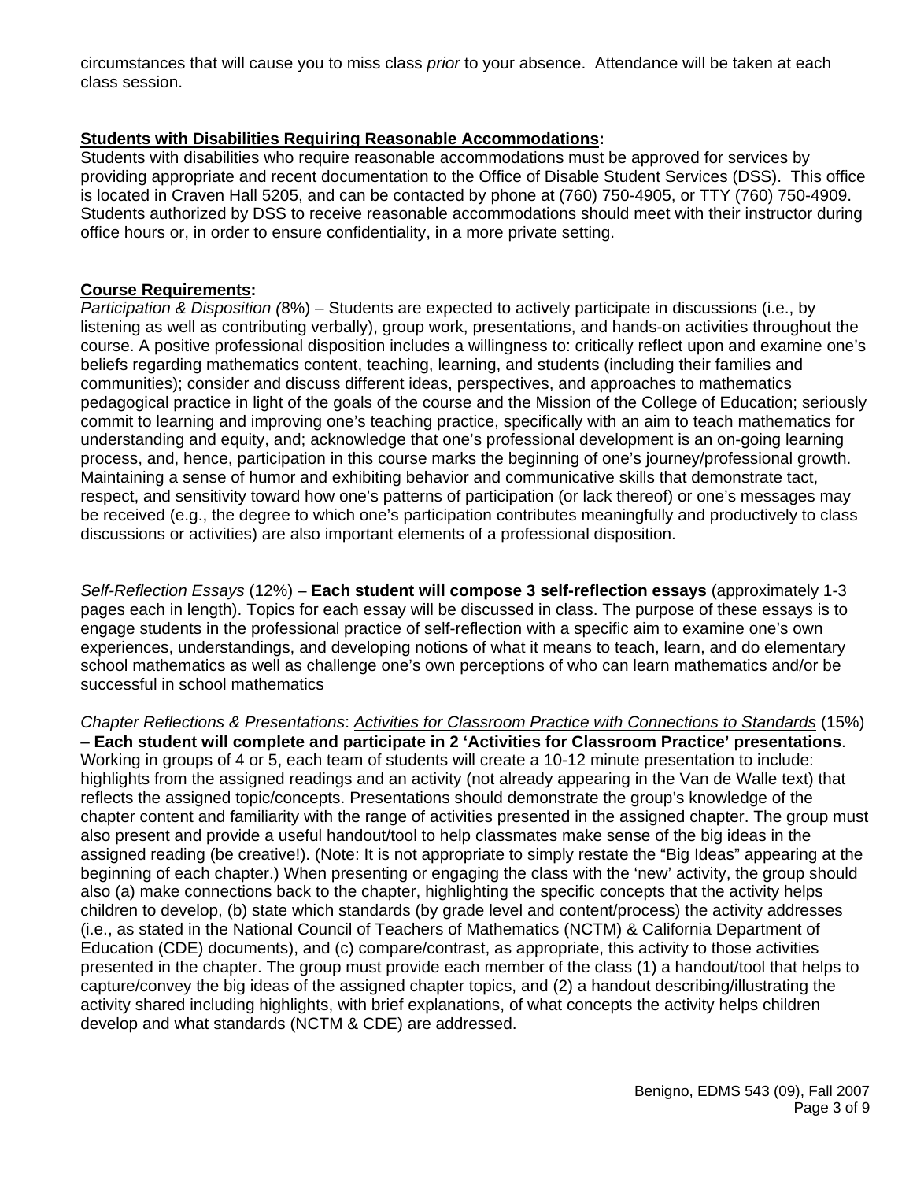circumstances that will cause you to miss class *prior* to your absence. Attendance will be taken at each class session.

**Students with Disabilities Requiring Reasonable Accommodations:**

Students with disabilities who require reasonable accommodations must be approved for services by providing appropriate and recent documentation to the Office of Disable Student Services (DSS). This office is located in Craven Hall 5205, and can be contacted by phone at (760) 750-4905, or TTY (760) 750-4909. Students authorized by DSS to receive reasonable accommodations should meet with their instructor during office hours or, in order to ensure confidentiality, in a more private setting.

**Course Requirements:**

*Participation & Disposition (*8%) – Students are expected to actively participate in discussions (i.e., by listening as well as contributing verbally), group work, presentations, and hands-on activities throughout the course. A positive professional disposition includes a willingness to: critically reflect upon and examine one's beliefs regarding mathematics content, teaching, learning, and students (including their families and communities); consider and discuss different ideas, perspectives, and approaches to mathematics pedagogical practice in light of the goals of the course and the Mission of the College of Education; seriously commit to learning and improving one's teaching practice, specifically with an aim to teach mathematics for understanding and equity, and; acknowledge that one's professional development is an on-going learning process, and, hence, participation in this course marks the beginning of one's journey/professional growth. Maintaining a sense of humor and exhibiting behavior and communicative skills that demonstrate tact, respect, and sensitivity toward how one's patterns of participation (or lack thereof) or one's messages may be received (e.g., the degree to which one's participation contributes meaningfully and productively to class discussions or activities) are also important elements of a professional disposition.

*Self-Reflection Essays* (12%) – **Each student will compose 3 self-reflection essays** (approximately 1-3 pages each in length). Topics for each essay will be discussed in class. The purpose of these essays is to engage students in the professional practice of self-reflection with a specific aim to examine one's own experiences, understandings, and developing notions of what it means to teach, learn, and do elementary school mathematics as well as challenge one's own perceptions of who can learn mathematics and/or be successful in school mathematics

*Chapter Reflections & Presentations*: *Activities for Classroom Practice with Connections to Standards* (15%) – **Each student will complete and participate in 2 'Activities for Classroom Practice' presentations**. Working in groups of 4 or 5, each team of students will create a 10-12 minute presentation to include: highlights from the assigned readings and an activity (not already appearing in the Van de Walle text) that reflects the assigned topic/concepts. Presentations should demonstrate the group's knowledge of the chapter content and familiarity with the range of activities presented in the assigned chapter. The group must also present and provide a useful handout/tool to help classmates make sense of the big ideas in the assigned reading (be creative!). (Note: It is not appropriate to simply restate the "Big Ideas" appearing at the beginning of each chapter.) When presenting or engaging the class with the 'new' activity, the group should also (a) make connections back to the chapter, highlighting the specific concepts that the activity helps children to develop, (b) state which standards (by grade level and content/process) the activity addresses (i.e., as stated in the National Council of Teachers of Mathematics (NCTM) & California Department of Education (CDE) documents), and (c) compare/contrast, as appropriate, this activity to those activities presented in the chapter. The group must provide each member of the class (1) a handout/tool that helps to capture/convey the big ideas of the assigned chapter topics, and (2) a handout describing/illustrating the activity shared including highlights, with brief explanations, of what concepts the activity helps children develop and what standards (NCTM & CDE) are addressed.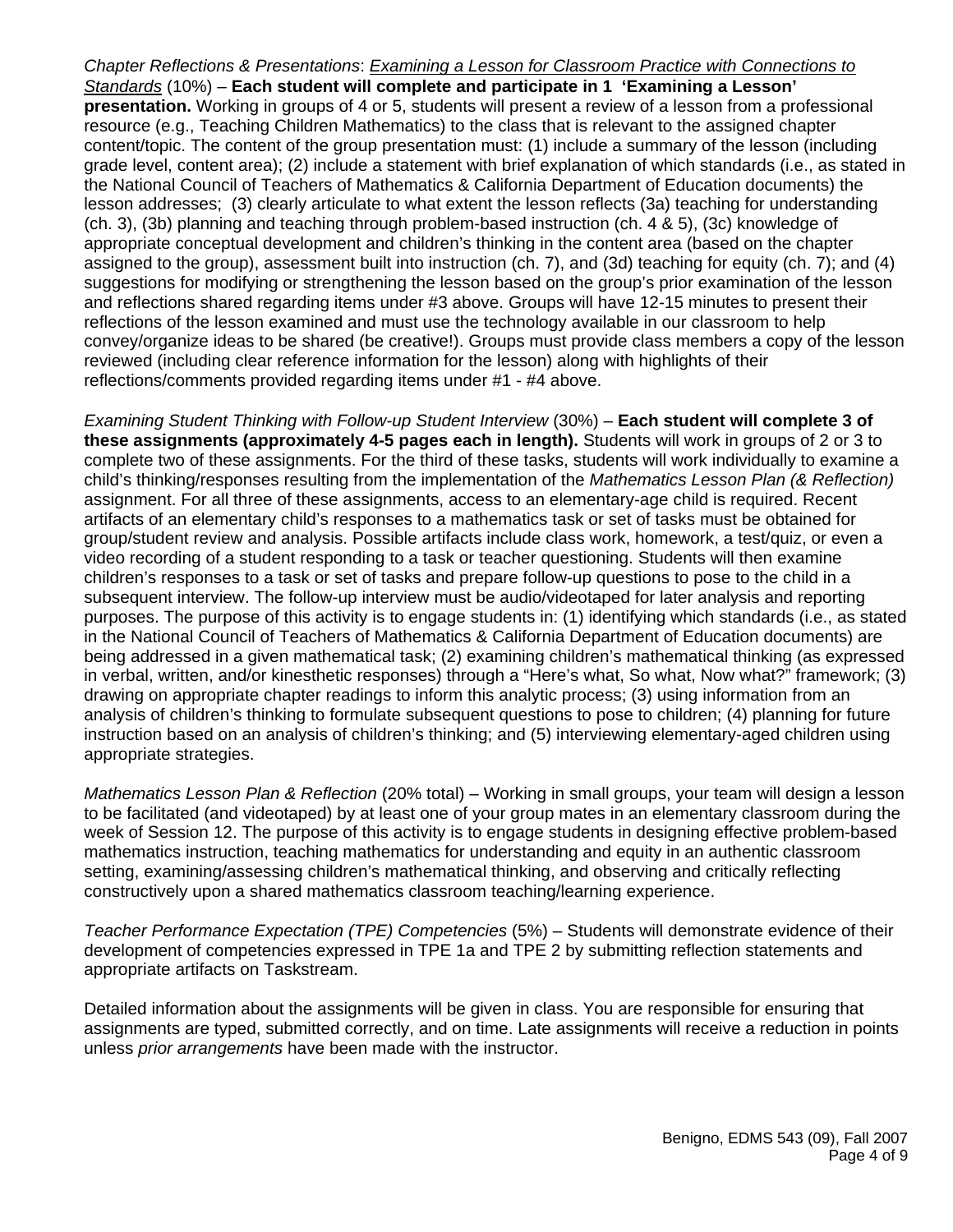*Chapter Reflections & Presentations*: *Examining a Lesson for Classroom Practice with Connections to Standards* (10%) – **Each student will complete and participate in 1 'Examining a Lesson' presentation.** Working in groups of 4 or 5, students will present a review of a lesson from a professional resource (e.g., Teaching Children Mathematics) to the class that is relevant to the assigned chapter content/topic. The content of the group presentation must: (1) include a summary of the lesson (including grade level, content area); (2) include a statement with brief explanation of which standards (i.e., as stated in the National Council of Teachers of Mathematics & California Department of Education documents) the lesson addresses; (3) clearly articulate to what extent the lesson reflects (3a) teaching for understanding (ch. 3), (3b) planning and teaching through problem-based instruction (ch. 4 & 5), (3c) knowledge of appropriate conceptual development and children's thinking in the content area (based on the chapter assigned to the group), assessment built into instruction (ch. 7), and (3d) teaching for equity (ch. 7); and (4) suggestions for modifying or strengthening the lesson based on the group's prior examination of the lesson and reflections shared regarding items under #3 above. Groups will have 12-15 minutes to present their reflections of the lesson examined and must use the technology available in our classroom to help convey/organize ideas to be shared (be creative!). Groups must provide class members a copy of the lesson reviewed (including clear reference information for the lesson) along with highlights of their reflections/comments provided regarding items under #1 - #4 above.

*Examining Student Thinking with Follow-up Student Interview* (30%) – **Each student will complete 3 of these assignments (approximately 4-5 pages each in length).** Students will work in groups of 2 or 3 to complete two of these assignments. For the third of these tasks, students will work individually to examine a child's thinking/responses resulting from the implementation of the *Mathematics Lesson Plan (& Reflection)* assignment. For all three of these assignments, access to an elementary-age child is required. Recent artifacts of an elementary child's responses to a mathematics task or set of tasks must be obtained for group/student review and analysis. Possible artifacts include class work, homework, a test/quiz, or even a video recording of a student responding to a task or teacher questioning. Students will then examine children's responses to a task or set of tasks and prepare follow-up questions to pose to the child in a subsequent interview. The follow-up interview must be audio/videotaped for later analysis and reporting purposes. The purpose of this activity is to engage students in: (1) identifying which standards (i.e., as stated in the National Council of Teachers of Mathematics & California Department of Education documents) are being addressed in a given mathematical task; (2) examining children's mathematical thinking (as expressed in verbal, written, and/or kinesthetic responses) through a "Here's what, So what, Now what?" framework; (3) drawing on appropriate chapter readings to inform this analytic process; (3) using information from an analysis of children's thinking to formulate subsequent questions to pose to children; (4) planning for future instruction based on an analysis of children's thinking; and (5) interviewing elementary-aged children using appropriate strategies.

*Mathematics Lesson Plan & Reflection* (20% total) – Working in small groups, your team will design a lesson to be facilitated (and videotaped) by at least one of your group mates in an elementary classroom during the week of Session 12. The purpose of this activity is to engage students in designing effective problem-based mathematics instruction, teaching mathematics for understanding and equity in an authentic classroom setting, examining/assessing children's mathematical thinking, and observing and critically reflecting constructively upon a shared mathematics classroom teaching/learning experience.

*Teacher Performance Expectation (TPE) Competencies* (5%) – Students will demonstrate evidence of their development of competencies expressed in TPE 1a and TPE 2 by submitting reflection statements and appropriate artifacts on Taskstream.

Detailed information about the assignments will be given in class. You are responsible for ensuring that assignments are typed, submitted correctly, and on time. Late assignments will receive a reduction in points unless *prior arrangements* have been made with the instructor.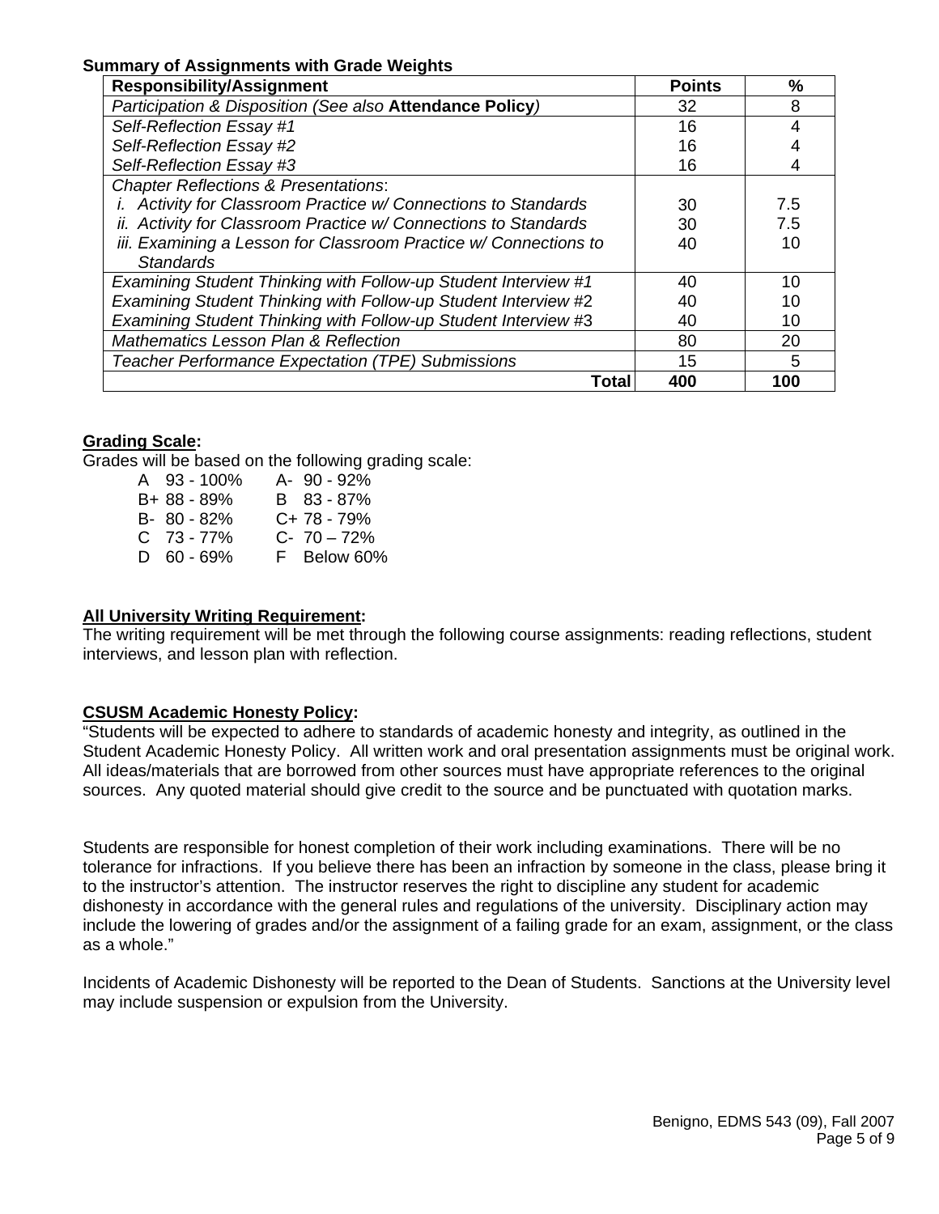**Summary of Assignments with Grade Weights**

| Responsibility/Assignment | Points | % |
|---|---|---|
| *Participation & Disposition (See also* **Attendance Policy***)* | 32 | 8 |
| *Self-Reflection Essay #1* | 16 | 4 |
| *Self-Reflection Essay #2* | 16 | 4 |
| *Self-Reflection Essay #3* | 16 | 4 |
| *Chapter Reflections & Presentations*: | | |
| *i. Activity for Classroom Practice w/ Connections to Standards* | 30 | 7.5 |
| *ii. Activity for Classroom Practice w/ Connections to Standards* | 30 | 7.5 |
| *iii. Examining a Lesson for Classroom Practice w/ Connections to Standards* | 40 | 10 |
| *Examining Student Thinking with Follow-up Student Interview #1* | 40 | 10 |
| *Examining Student Thinking with Follow-up Student Interview #2* | 40 | 10 |
| *Examining Student Thinking with Follow-up Student Interview #3* | 40 | 10 |
| *Mathematics Lesson Plan & Reflection* | 80 | 20 |
| *Teacher Performance Expectation (TPE) Submissions* | 15 | 5 |
| **Total** | **400** | **100** |

**Grading Scale:**

Grades will be based on the following grading scale:

| | |
|---|---|
| A 93 - 100% | A- 90 - 92% |
| B+ 88 - 89% | B 83 - 87% |
| B- 80 - 82% | C+ 78 - 79% |
| C 73 - 77% | C- 70 – 72% |
| D 60 - 69% | F Below 60% |

**All University Writing Requirement:**

The writing requirement will be met through the following course assignments: reading reflections, student interviews, and lesson plan with reflection.

**CSUSM Academic Honesty Policy:**

"Students will be expected to adhere to standards of academic honesty and integrity, as outlined in the Student Academic Honesty Policy. All written work and oral presentation assignments must be original work. All ideas/materials that are borrowed from other sources must have appropriate references to the original sources. Any quoted material should give credit to the source and be punctuated with quotation marks.

Students are responsible for honest completion of their work including examinations. There will be no tolerance for infractions. If you believe there has been an infraction by someone in the class, please bring it to the instructor's attention. The instructor reserves the right to discipline any student for academic dishonesty in accordance with the general rules and regulations of the university. Disciplinary action may include the lowering of grades and/or the assignment of a failing grade for an exam, assignment, or the class as a whole."

Incidents of Academic Dishonesty will be reported to the Dean of Students. Sanctions at the University level may include suspension or expulsion from the University.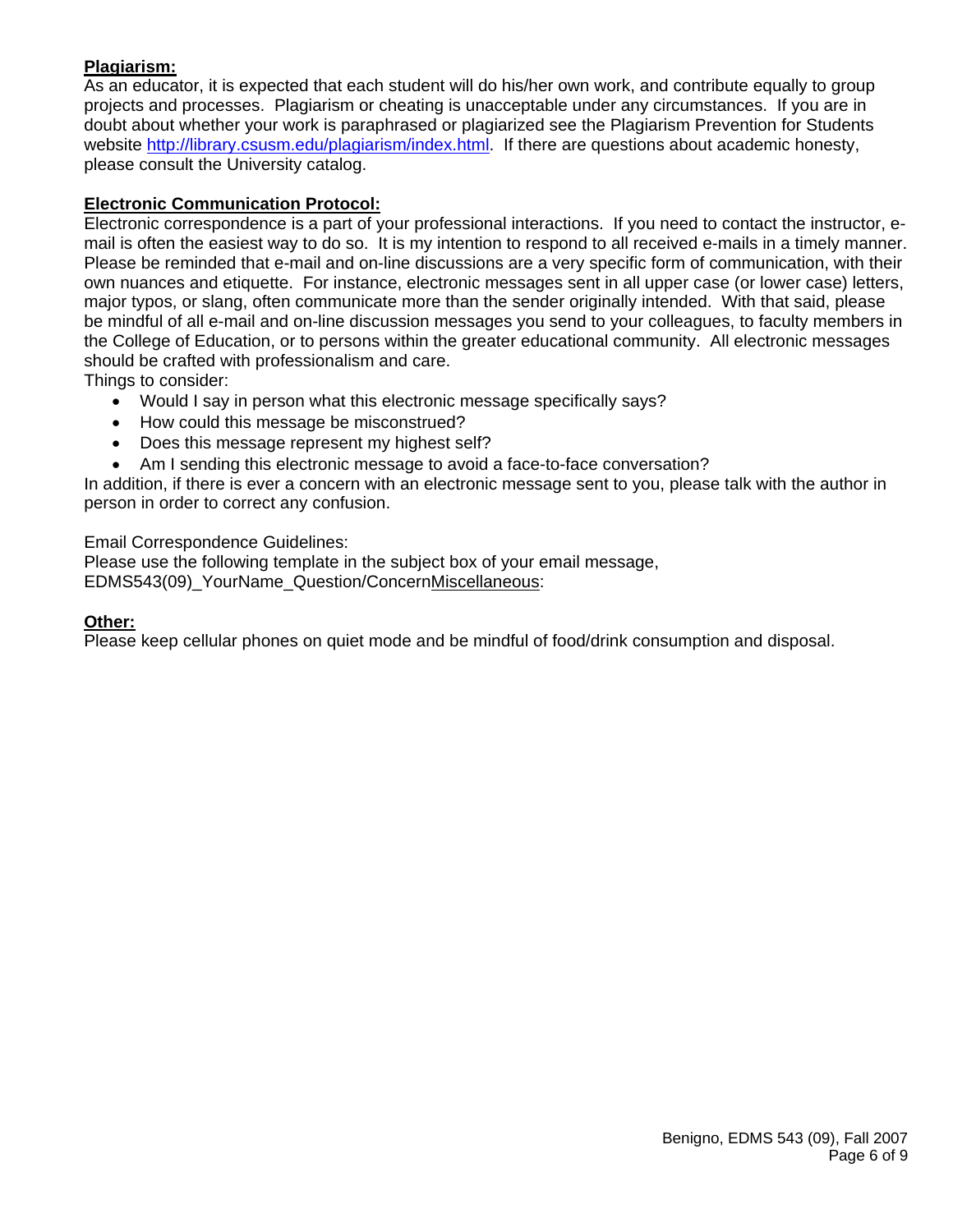**Plagiarism:**

As an educator, it is expected that each student will do his/her own work, and contribute equally to group projects and processes. Plagiarism or cheating is unacceptable under any circumstances. If you are in doubt about whether your work is paraphrased or plagiarized see the Plagiarism Prevention for Students website http://library.csusm.edu/plagiarism/index.html. If there are questions about academic honesty, please consult the University catalog.

**Electronic Communication Protocol:**

Electronic correspondence is a part of your professional interactions. If you need to contact the instructor, e-mail is often the easiest way to do so. It is my intention to respond to all received e-mails in a timely manner. Please be reminded that e-mail and on-line discussions are a very specific form of communication, with their own nuances and etiquette. For instance, electronic messages sent in all upper case (or lower case) letters, major typos, or slang, often communicate more than the sender originally intended. With that said, please be mindful of all e-mail and on-line discussion messages you send to your colleagues, to faculty members in the College of Education, or to persons within the greater educational community. All electronic messages should be crafted with professionalism and care.

Things to consider:

- Would I say in person what this electronic message specifically says?
- How could this message be misconstrued?
- Does this message represent my highest self?
- Am I sending this electronic message to avoid a face-to-face conversation?

In addition, if there is ever a concern with an electronic message sent to you, please talk with the author in person in order to correct any confusion.

Email Correspondence Guidelines:

Please use the following template in the subject box of your email message,
EDMS543(09)_YourName_Question/ConcernMiscellaneous:

**Other:**

Please keep cellular phones on quiet mode and be mindful of food/drink consumption and disposal.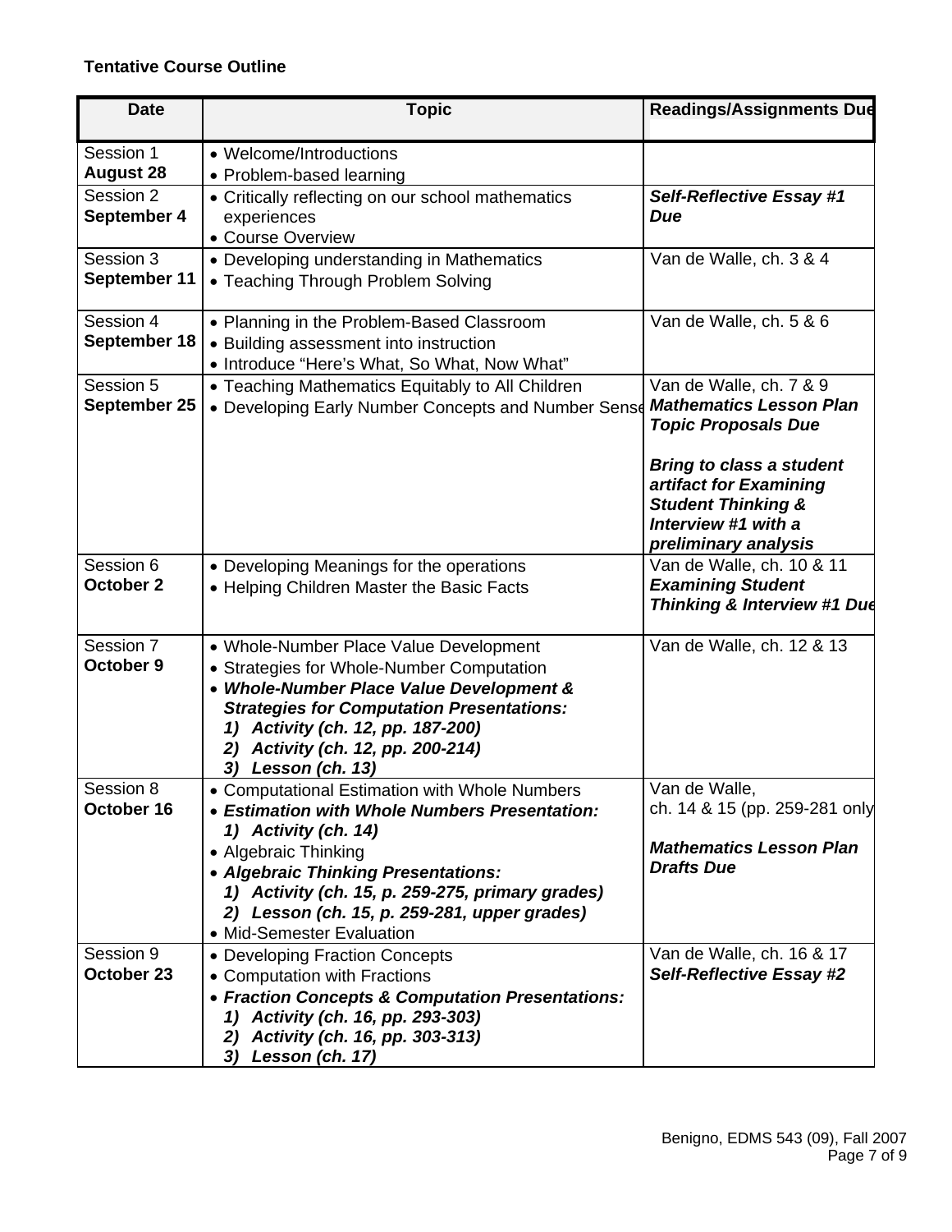**Tentative Course Outline**

| Date | Topic | Readings/Assignments Due |
|---|---|---|
| Session 1<br>**August 28** | • Welcome/Introductions<br>• Problem-based learning | |
| Session 2<br>**September 4** | • Critically reflecting on our school mathematics experiences<br>• Course Overview | ***Self-Reflective Essay #1 Due*** |
| Session 3<br>**September 11** | • Developing understanding in Mathematics<br>• Teaching Through Problem Solving | Van de Walle, ch. 3 & 4 |
| Session 4<br>**September 18** | • Planning in the Problem-Based Classroom<br>• Building assessment into instruction<br>• Introduce "Here's What, So What, Now What" | Van de Walle, ch. 5 & 6 |
| Session 5<br>**September 25** | • Teaching Mathematics Equitably to All Children<br>• Developing Early Number Concepts and Number Sense | Van de Walle, ch. 7 & 9<br>***Mathematics Lesson Plan Topic Proposals Due***<br><br>***Bring to class a student artifact for Examining Student Thinking & Interview #1 with a preliminary analysis*** |
| Session 6<br>**October 2** | • Developing Meanings for the operations<br>• Helping Children Master the Basic Facts | Van de Walle, ch. 10 & 11<br>***Examining Student Thinking & Interview #1 Due*** |
| Session 7<br>**October 9** | • Whole-Number Place Value Development<br>• Strategies for Whole-Number Computation<br>• ***Whole-Number Place Value Development & Strategies for Computation Presentations:***<br>***1) Activity (ch. 12, pp. 187-200)***<br>***2) Activity (ch. 12, pp. 200-214)***<br>***3) Lesson (ch. 13)*** | Van de Walle, ch. 12 & 13 |
| Session 8<br>**October 16** | • Computational Estimation with Whole Numbers<br>• ***Estimation with Whole Numbers Presentation:***<br>***1) Activity (ch. 14)***<br>• Algebraic Thinking<br>• ***Algebraic Thinking Presentations:***<br>***1) Activity (ch. 15, p. 259-275, primary grades)***<br>***2) Lesson (ch. 15, p. 259-281, upper grades)***<br>• Mid-Semester Evaluation | Van de Walle, ch. 14 & 15 (pp. 259-281 only)<br><br>***Mathematics Lesson Plan Drafts Due*** |
| Session 9<br>**October 23** | • Developing Fraction Concepts<br>• Computation with Fractions<br>• ***Fraction Concepts & Computation Presentations:***<br>***1) Activity (ch. 16, pp. 293-303)***<br>***2) Activity (ch. 16, pp. 303-313)***<br>***3) Lesson (ch. 17)*** | Van de Walle, ch. 16 & 17<br>***Self-Reflective Essay #2*** |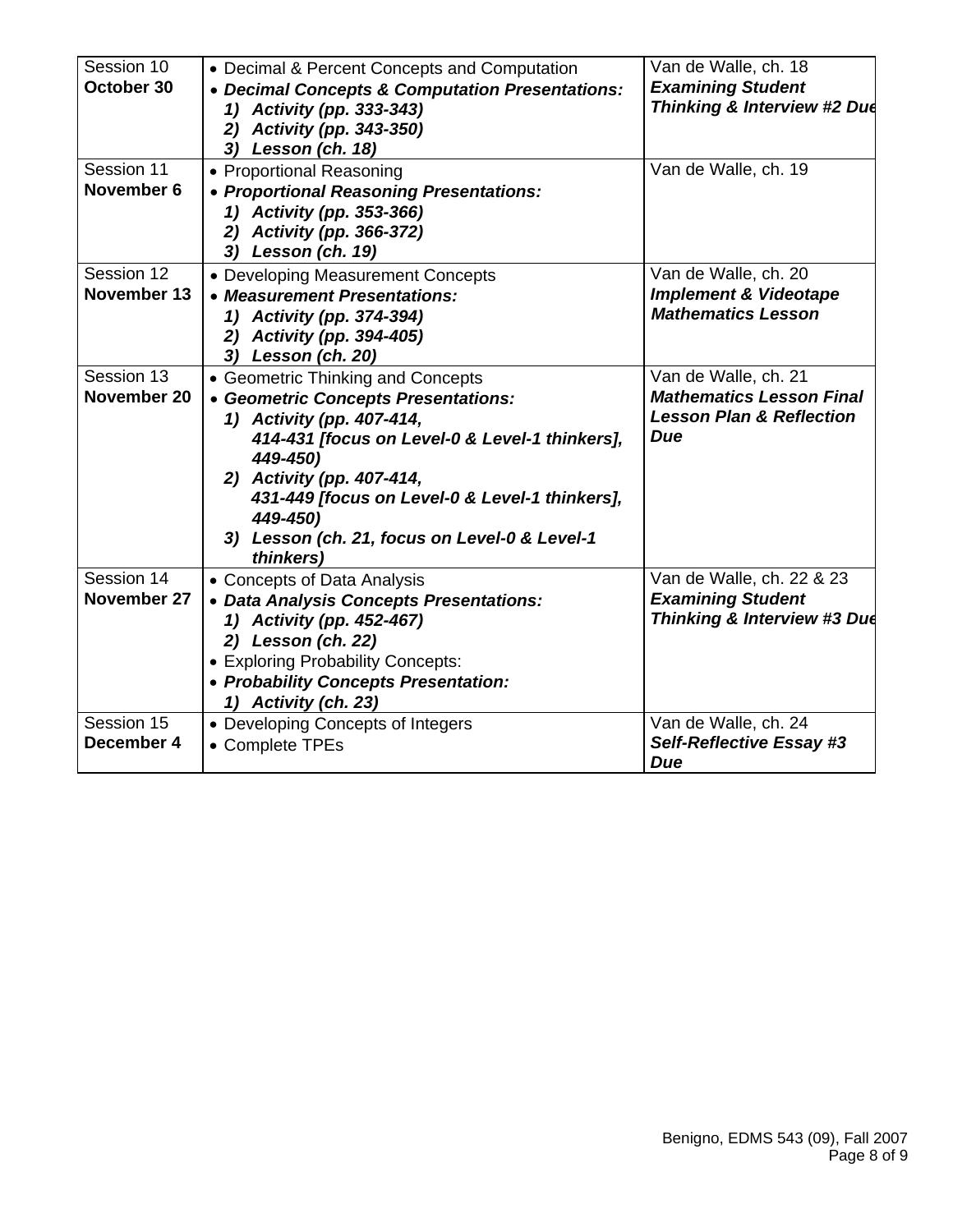| | | |
|---|---|---|
| Session 10<br>**October 30** | • Decimal & Percent Concepts and Computation<br>• ***Decimal Concepts & Computation Presentations:***<br>***1) Activity (pp. 333-343)***<br>***2) Activity (pp. 343-350)***<br>***3) Lesson (ch. 18)*** | Van de Walle, ch. 18<br>***Examining Student Thinking & Interview #2 Due*** |
| Session 11<br>**November 6** | • Proportional Reasoning<br>• ***Proportional Reasoning Presentations:***<br>***1) Activity (pp. 353-366)***<br>***2) Activity (pp. 366-372)***<br>***3) Lesson (ch. 19)*** | Van de Walle, ch. 19 |
| Session 12<br>**November 13** | • Developing Measurement Concepts<br>• ***Measurement Presentations:***<br>***1) Activity (pp. 374-394)***<br>***2) Activity (pp. 394-405)***<br>***3) Lesson (ch. 20)*** | Van de Walle, ch. 20<br>***Implement & Videotape Mathematics Lesson*** |
| Session 13<br>**November 20** | • Geometric Thinking and Concepts<br>• ***Geometric Concepts Presentations:***<br>***1) Activity (pp. 407-414, 414-431 [focus on Level-0 & Level-1 thinkers], 449-450)***<br>***2) Activity (pp. 407-414, 431-449 [focus on Level-0 & Level-1 thinkers], 449-450)***<br>***3) Lesson (ch. 21, focus on Level-0 & Level-1 thinkers)*** | Van de Walle, ch. 21<br>***Mathematics Lesson Final Lesson Plan & Reflection Due*** |
| Session 14<br>**November 27** | • Concepts of Data Analysis<br>• ***Data Analysis Concepts Presentations:***<br>***1) Activity (pp. 452-467)***<br>***2) Lesson (ch. 22)***<br>• Exploring Probability Concepts:<br>• ***Probability Concepts Presentation:***<br>***1) Activity (ch. 23)*** | Van de Walle, ch. 22 & 23<br>***Examining Student Thinking & Interview #3 Due*** |
| Session 15<br>**December 4** | • Developing Concepts of Integers<br>• Complete TPEs | Van de Walle, ch. 24<br>***Self-Reflective Essay #3 Due*** |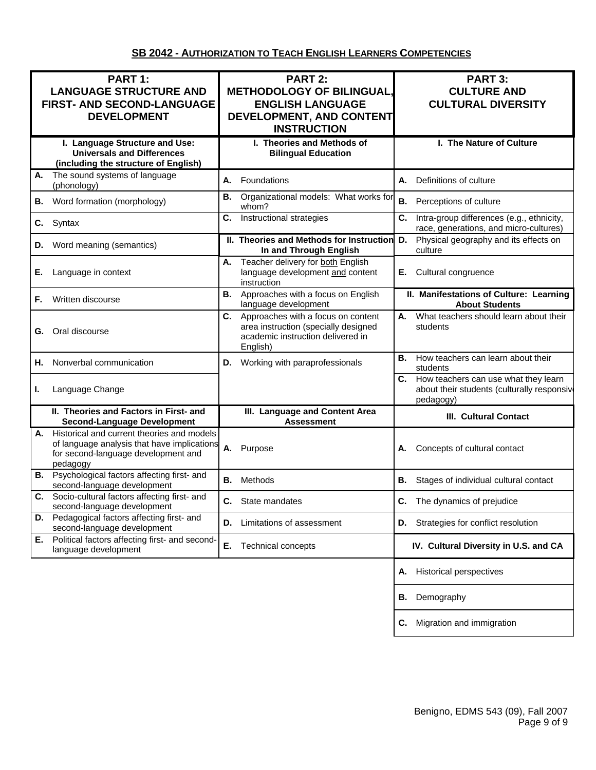## SB 2042 - AUTHORIZATION TO TEACH ENGLISH LEARNERS COMPETENCIES

| PART 1: LANGUAGE STRUCTURE AND FIRST- AND SECOND-LANGUAGE DEVELOPMENT | PART 2: METHODOLOGY OF BILINGUAL, ENGLISH LANGUAGE DEVELOPMENT, AND CONTENT INSTRUCTION | PART 3: CULTURE AND CULTURAL DIVERSITY |
|---|---|---|
| **I. Language Structure and Use: Universals and Differences (including the structure of English)** | **I. Theories and Methods of Bilingual Education** | **I. The Nature of Culture** |
| **A.** The sound systems of language (phonology) | **A.** Foundations | **A.** Definitions of culture |
| **B.** Word formation (morphology) | **B.** Organizational models: What works for whom? | **B.** Perceptions of culture |
| **C.** Syntax | **C.** Instructional strategies | **C.** Intra-group differences (e.g., ethnicity, race, generations, and micro-cultures) |
| **D.** Word meaning (semantics) | **II. Theories and Methods for Instruction In and Through English** | **D.** Physical geography and its effects on culture |
| **E.** Language in context | **A.** Teacher delivery for both English language development and content instruction | **E.** Cultural congruence |
| **F.** Written discourse | **B.** Approaches with a focus on English language development | **II. Manifestations of Culture: Learning About Students** |
| **G.** Oral discourse | **C.** Approaches with a focus on content area instruction (specially designed academic instruction delivered in English) | **A.** What teachers should learn about their students |
| **H.** Nonverbal communication | **D.** Working with paraprofessionals | **B.** How teachers can learn about their students |
| **I.** Language Change | | **C.** How teachers can use what they learn about their students (culturally responsive pedagogy) |
| **II. Theories and Factors in First- and Second-Language Development** | **III. Language and Content Area Assessment** | **III. Cultural Contact** |
| **A.** Historical and current theories and models of language analysis that have implications for second-language development and pedagogy | **A.** Purpose | **A.** Concepts of cultural contact |
| **B.** Psychological factors affecting first- and second-language development | **B.** Methods | **B.** Stages of individual cultural contact |
| **C.** Socio-cultural factors affecting first- and second-language development | **C.** State mandates | **C.** The dynamics of prejudice |
| **D.** Pedagogical factors affecting first- and second-language development | **D.** Limitations of assessment | **D.** Strategies for conflict resolution |
| **E.** Political factors affecting first- and second-language development | **E.** Technical concepts | **IV. Cultural Diversity in U.S. and CA** |
| | | **A.** Historical perspectives |
| | | **B.** Demography |
| | | **C.** Migration and immigration |